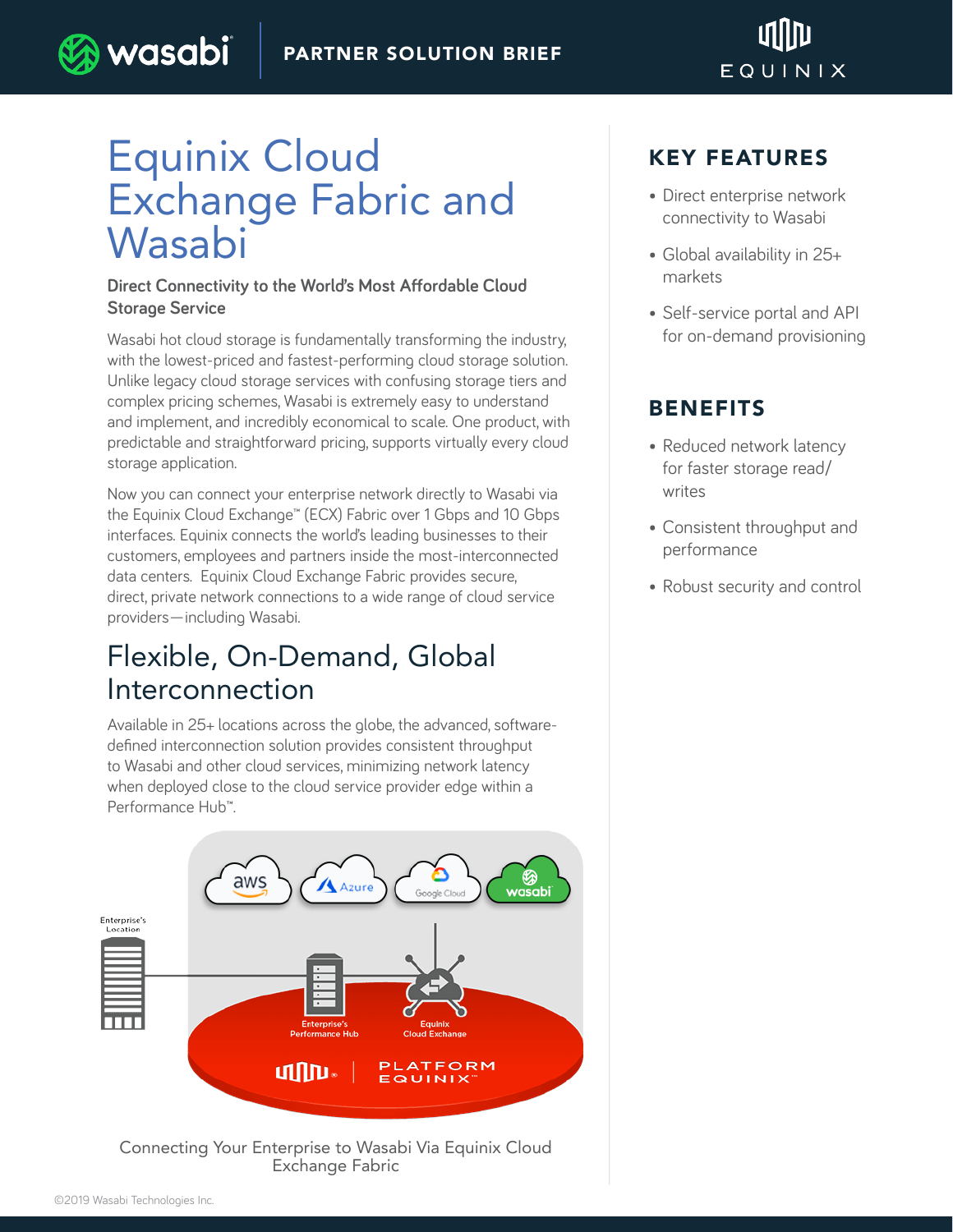PARTNER SOLUTION BRIEF

# Equinix Cloud Exchange Fabric and Wasabi

**Direct Connectivity to the World's Most Affordable Cloud Storage Service**

Wasabi hot cloud storage is fundamentally transforming the industry, with the lowest-priced and fastest-performing cloud storage solution. Unlike legacy cloud storage services with confusing storage tiers and complex pricing schemes, Wasabi is extremely easy to understand and implement, and incredibly economical to scale. One product, with predictable and straightforward pricing, supports virtually every cloud storage application.

Now you can connect your enterprise network directly to Wasabi via the Equinix Cloud Exchange™ (ECX) Fabric over 1 Gbps and 10 Gbps interfaces. Equinix connects the world's leading businesses to their customers, employees and partners inside the most-interconnected data centers. Equinix Cloud Exchange Fabric provides secure, direct, private network connections to a wide range of cloud service providers—including Wasabi.

## Flexible, On-Demand, Global Interconnection

Available in 25+ locations across the globe, the advanced, software-defined interconnection solution provides consistent throughput to Wasabi and other cloud services, minimizing network latency when deployed close to the cloud service provider edge within a Performance Hub™.

Connecting Your Enterprise to Wasabi Via Equinix Cloud Exchange Fabric

## KEY FEATURES

- Direct enterprise network connectivity to Wasabi
- Global availability in 25+ markets
- Self-service portal and API for on-demand provisioning

## BENEFITS

- Reduced network latency for faster storage read/writes
- Consistent throughput and performance
- Robust security and control

©2019 Wasabi Technologies Inc.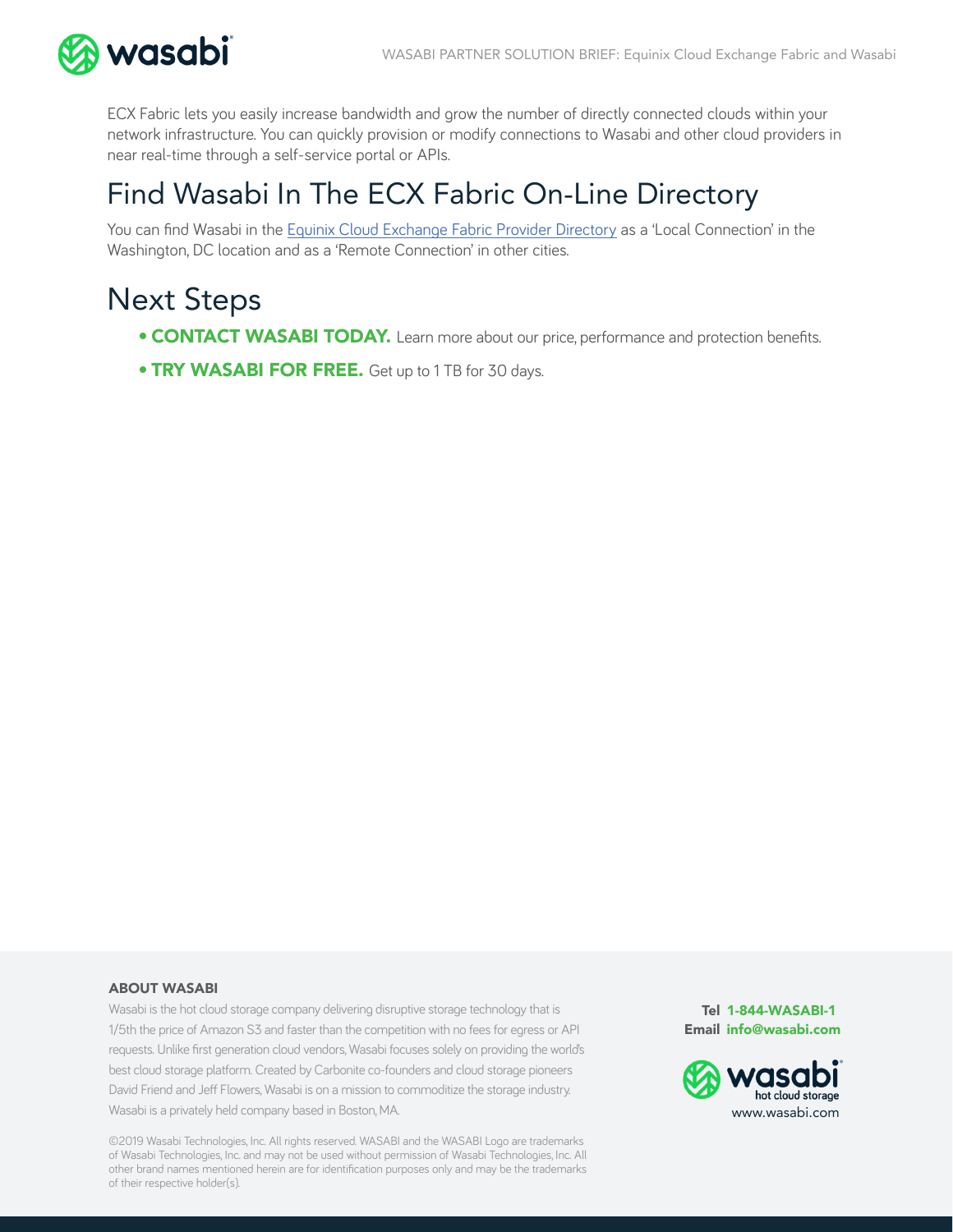ECX Fabric lets you easily increase bandwidth and grow the number of directly connected clouds within your network infrastructure. You can quickly provision or modify connections to Wasabi and other cloud providers in near real-time through a self-service portal or APIs.

## Find Wasabi In The ECX Fabric On-Line Directory

You can find Wasabi in the Equinix Cloud Exchange Fabric Provider Directory as a 'Local Connection' in the Washington, DC location and as a 'Remote Connection' in other cities.

## Next Steps

- **CONTACT WASABI TODAY.** Learn more about our price, performance and protection benefits.
- **TRY WASABI FOR FREE.** Get up to 1 TB for 30 days.

### ABOUT WASABI

Wasabi is the hot cloud storage company delivering disruptive storage technology that is 1/5th the price of Amazon S3 and faster than the competition with no fees for egress or API requests. Unlike first generation cloud vendors, Wasabi focuses solely on providing the world's best cloud storage platform. Created by Carbonite co-founders and cloud storage pioneers David Friend and Jeff Flowers, Wasabi is on a mission to commoditize the storage industry. Wasabi is a privately held company based in Boston, MA.

©2019 Wasabi Technologies, Inc. All rights reserved. WASABI and the WASABI Logo are trademarks of Wasabi Technologies, Inc. and may not be used without permission of Wasabi Technologies, Inc. All other brand names mentioned herein are for identification purposes only and may be the trademarks of their respective holder(s).

**Tel** 1-844-WASABI-1
**Email** info@wasabi.com

wasabi hot cloud storage
www.wasabi.com